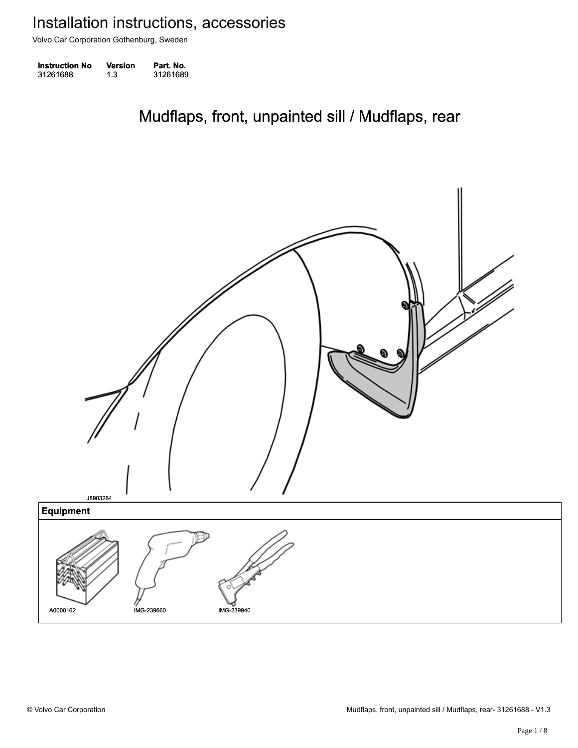# Installation instructions, accessories

Volvo Car Corporation Gothenburg, Sweden

| Instruction No | Version | Part. No. |
|---|---|---|
| 31261688 | 1.3 | 31261689 |

## Mudflaps, front, unpainted sill / Mudflaps, rear

J8903264

| Equipment |
|---|
| A0000162 IMG-239660 IMG-239940 |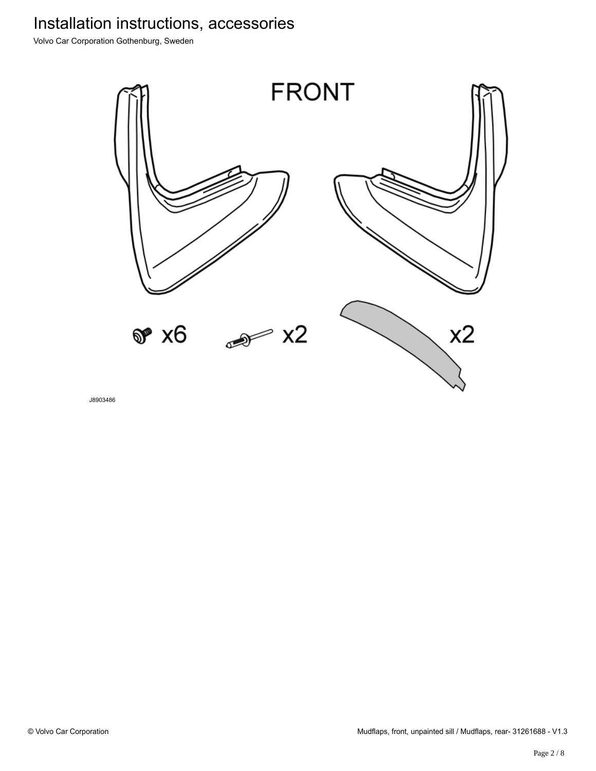FRONT

x6

x2

x2

J8903486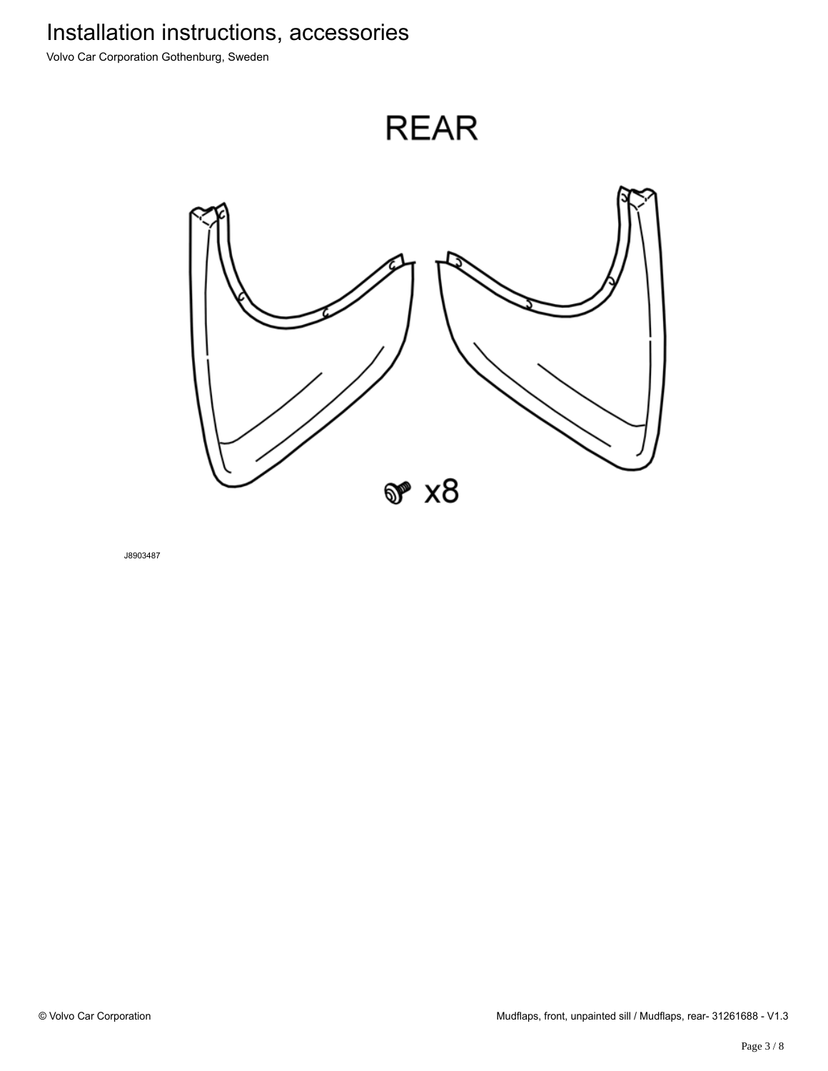REAR

x8

J8903487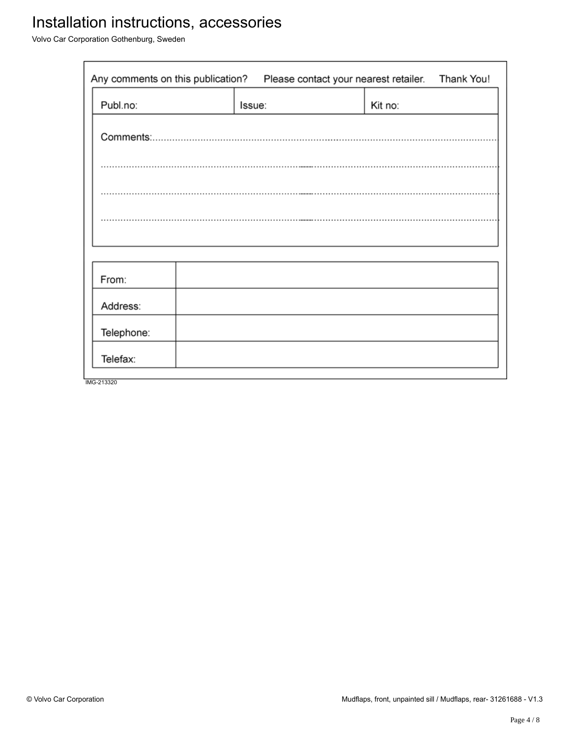Any comments on this publication? Please contact your nearest retailer. Thank You!

| Publ.no: | Issue: | Kit no: |
| --- | --- | --- |

Comments:............................................................................................................................................

.............................................................................................................................................................

.............................................................................................................................................................

.............................................................................................................................................................

| From: | |
| --- | --- |
| Address: | |
| Telephone: | |
| Telefax: | |

IMG-213320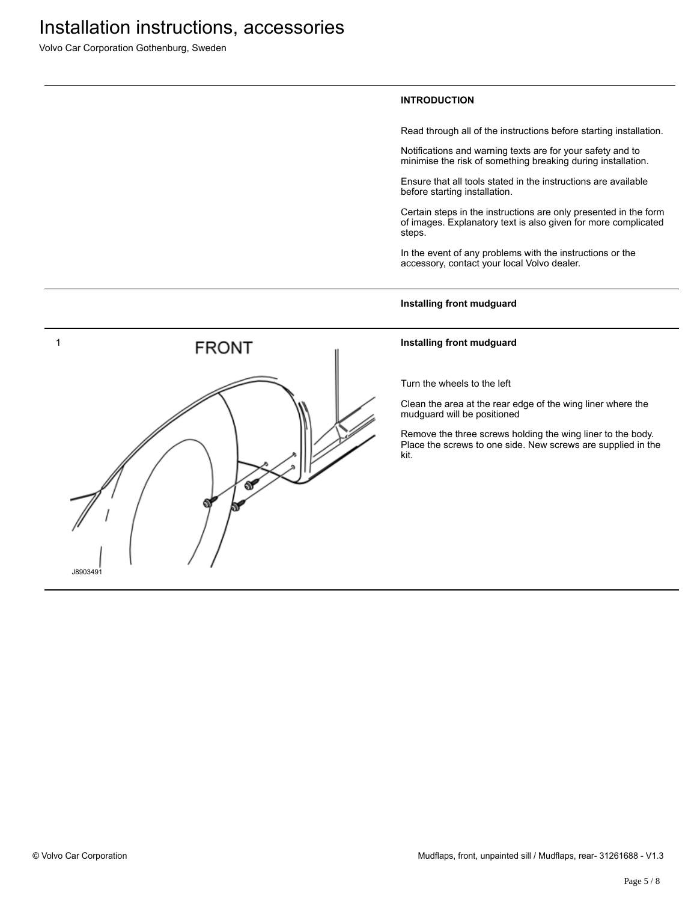## INTRODUCTION

Read through all of the instructions before starting installation.

Notifications and warning texts are for your safety and to minimise the risk of something breaking during installation.

Ensure that all tools stated in the instructions are available before starting installation.

Certain steps in the instructions are only presented in the form of images. Explanatory text is also given for more complicated steps.

In the event of any problems with the instructions or the accessory, contact your local Volvo dealer.

## Installing front mudguard

1

FRONT

J8903491

**Installing front mudguard**

Turn the wheels to the left

Clean the area at the rear edge of the wing liner where the mudguard will be positioned

Remove the three screws holding the wing liner to the body. Place the screws to one side. New screws are supplied in the kit.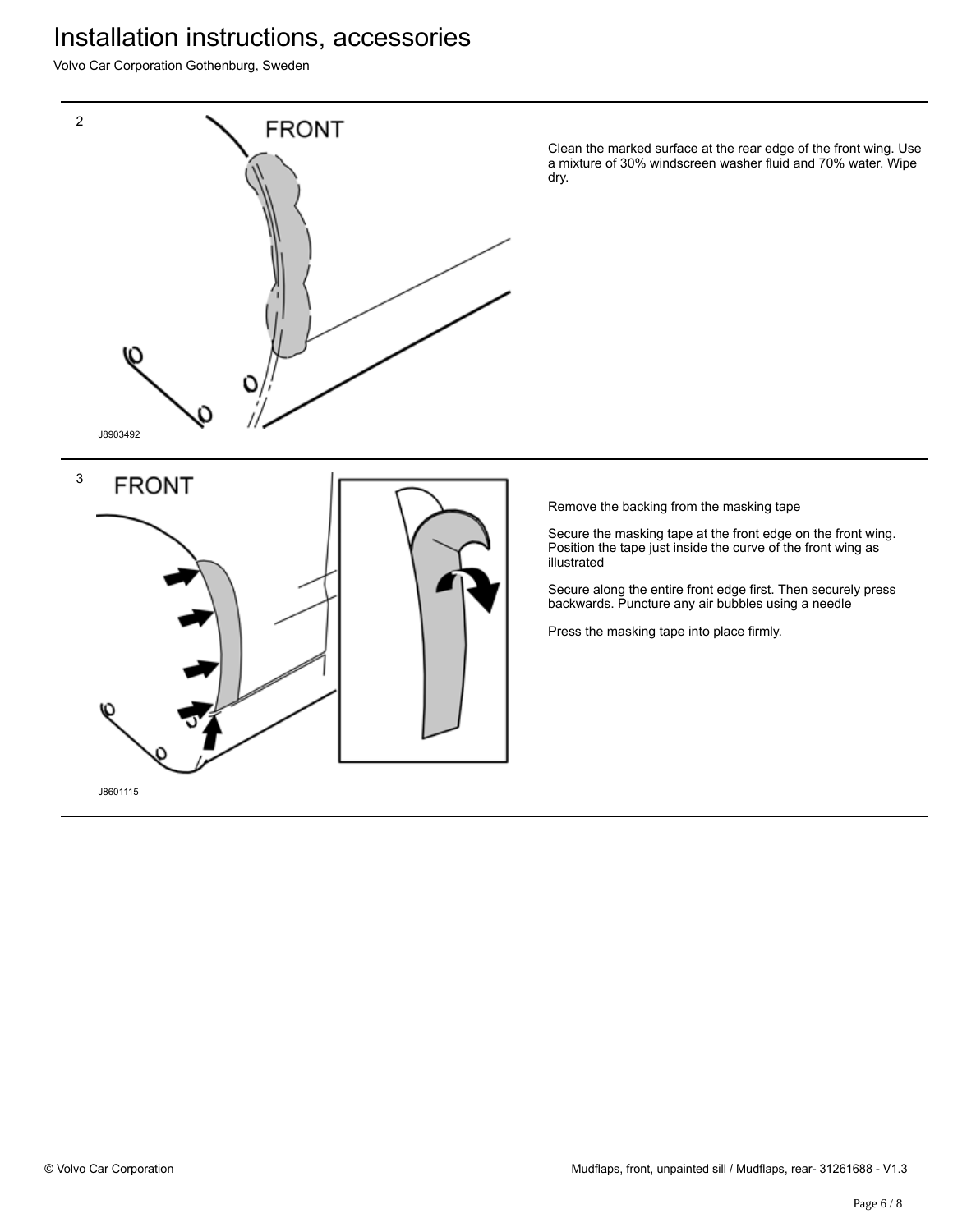2

J8903492

Clean the marked surface at the rear edge of the front wing. Use a mixture of 30% windscreen washer fluid and 70% water. Wipe dry.

3

J8601115

Remove the backing from the masking tape

Secure the masking tape at the front edge on the front wing. Position the tape just inside the curve of the front wing as illustrated

Secure along the entire front edge first. Then securely press backwards. Puncture any air bubbles using a needle

Press the masking tape into place firmly.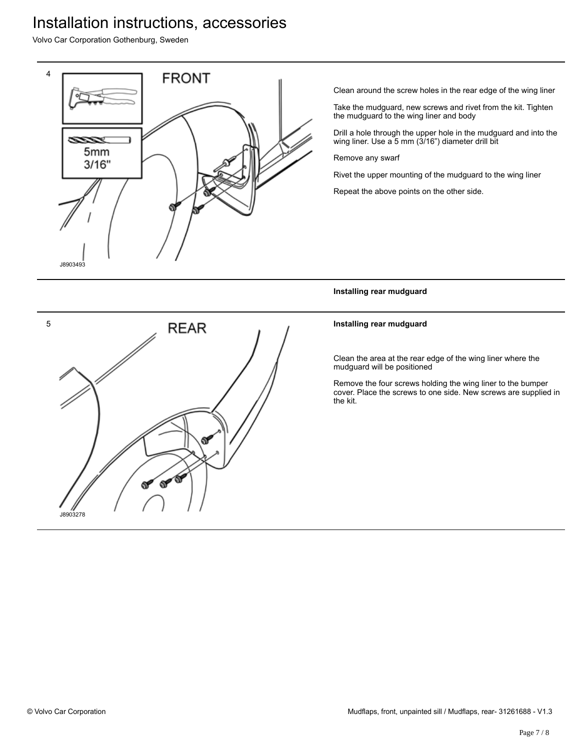4

Clean around the screw holes in the rear edge of the wing liner

Take the mudguard, new screws and rivet from the kit. Tighten the mudguard to the wing liner and body

Drill a hole through the upper hole in the mudguard and into the wing liner. Use a 5 mm (3/16") diameter drill bit

Remove any swarf

Rivet the upper mounting of the mudguard to the wing liner

Repeat the above points on the other side.

**Installing rear mudguard**

5

**Installing rear mudguard**

Clean the area at the rear edge of the wing liner where the mudguard will be positioned

Remove the four screws holding the wing liner to the bumper cover. Place the screws to one side. New screws are supplied in the kit.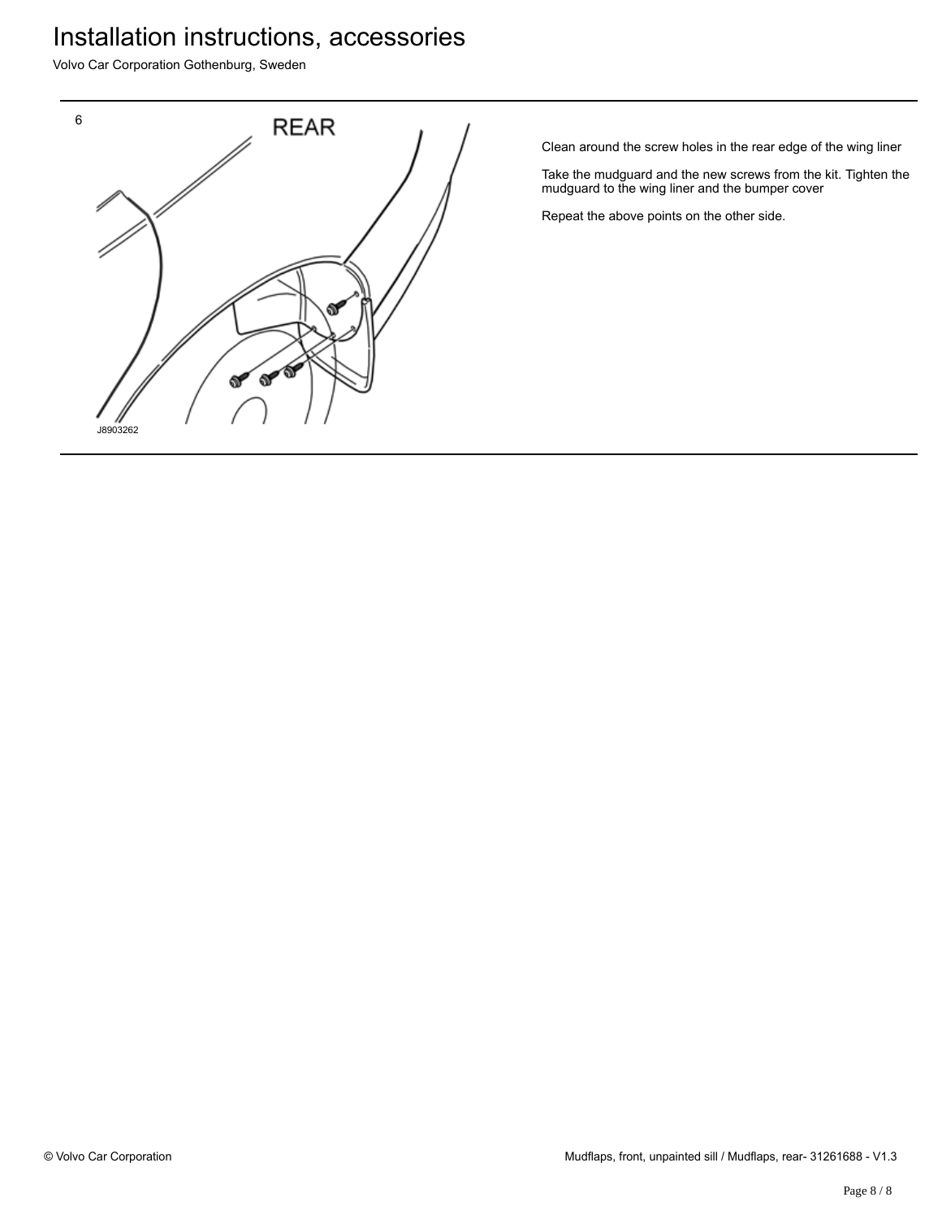6

REAR

J8903262

Clean around the screw holes in the rear edge of the wing liner

Take the mudguard and the new screws from the kit. Tighten the mudguard to the wing liner and the bumper cover

Repeat the above points on the other side.